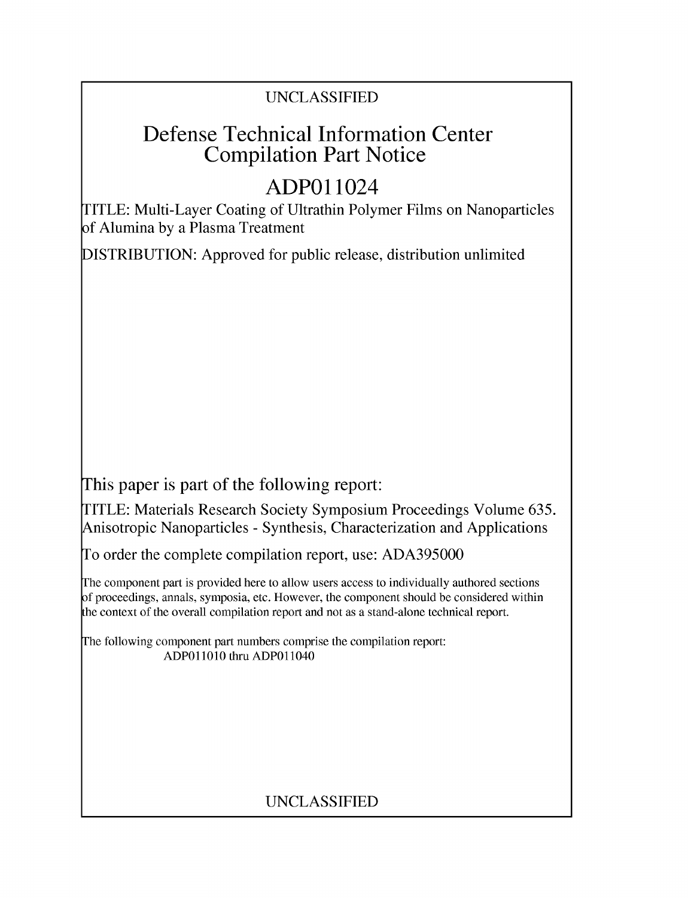UNCLASSIFIED

# Defense Technical Information Center Compilation Part Notice

# ADP011024

TITLE: Multi-Layer Coating of Ultrathin Polymer Films on Nanoparticles of Alumina by a Plasma Treatment

DISTRIBUTION: Approved for public release, distribution unlimited

This paper is part of the following report:

TITLE: Materials Research Society Symposium Proceedings Volume 635. Anisotropic Nanoparticles - Synthesis, Characterization and Applications

To order the complete compilation report, use: ADA395000

The component part is provided here to allow users access to individually authored sections of proceedings, annals, symposia, etc. However, the component should be considered within the context of the overall compilation report and not as a stand-alone technical report.

The following component part numbers comprise the compilation report:
ADP011010 thru ADP011040

UNCLASSIFIED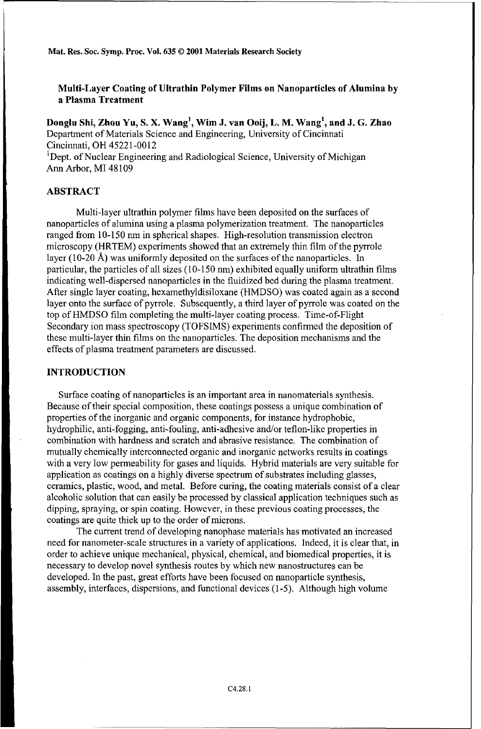# Multi-Layer Coating of Ultrathin Polymer Films on Nanoparticles of Alumina by a Plasma Treatment

**Donglu Shi, Zhou Yu, S. X. Wang[1], Wim J. van Ooij, L. M. Wang[1], and J. G. Zhao**
Department of Materials Science and Engineering, University of Cincinnati
Cincinnati, OH 45221-0012
[1]Dept. of Nuclear Engineering and Radiological Science, University of Michigan
Ann Arbor, MI 48109

## ABSTRACT

Multi-layer ultrathin polymer films have been deposited on the surfaces of nanoparticles of alumina using a plasma polymerization treatment. The nanoparticles ranged from 10-150 nm in spherical shapes. High-resolution transmission electron microscopy (HRTEM) experiments showed that an extremely thin film of the pyrrole layer (10-20 Å) was uniformly deposited on the surfaces of the nanoparticles. In particular, the particles of all sizes (10-150 nm) exhibited equally uniform ultrathin films indicating well-dispersed nanoparticles in the fluidized bed during the plasma treatment. After single layer coating, hexamethyldisiloxane (HMDSO) was coated again as a second layer onto the surface of pyrrole. Subsequently, a third layer of pyrrole was coated on the top of HMDSO film completing the multi-layer coating process. Time-of-Flight Secondary ion mass spectroscopy (TOFSIMS) experiments confirmed the deposition of these multi-layer thin films on the nanoparticles. The deposition mechanisms and the effects of plasma treatment parameters are discussed.

## INTRODUCTION

Surface coating of nanoparticles is an important area in nanomaterials synthesis. Because of their special composition, these coatings possess a unique combination of properties of the inorganic and organic components, for instance hydrophobic, hydrophilic, anti-fogging, anti-fouling, anti-adhesive and/or teflon-like properties in combination with hardness and scratch and abrasive resistance. The combination of mutually chemically interconnected organic and inorganic networks results in coatings with a very low permeability for gases and liquids. Hybrid materials are very suitable for application as coatings on a highly diverse spectrum of substrates including glasses, ceramics, plastic, wood, and metal. Before curing, the coating materials consist of a clear alcoholic solution that can easily be processed by classical application techniques such as dipping, spraying, or spin coating. However, in these previous coating processes, the coatings are quite thick up to the order of microns.

The current trend of developing nanophase materials has motivated an increased need for nanometer-scale structures in a variety of applications. Indeed, it is clear that, in order to achieve unique mechanical, physical, chemical, and biomedical properties, it is necessary to develop novel synthesis routes by which new nanostructures can be developed. In the past, great efforts have been focused on nanoparticle synthesis, assembly, interfaces, dispersions, and functional devices (1-5). Although high volume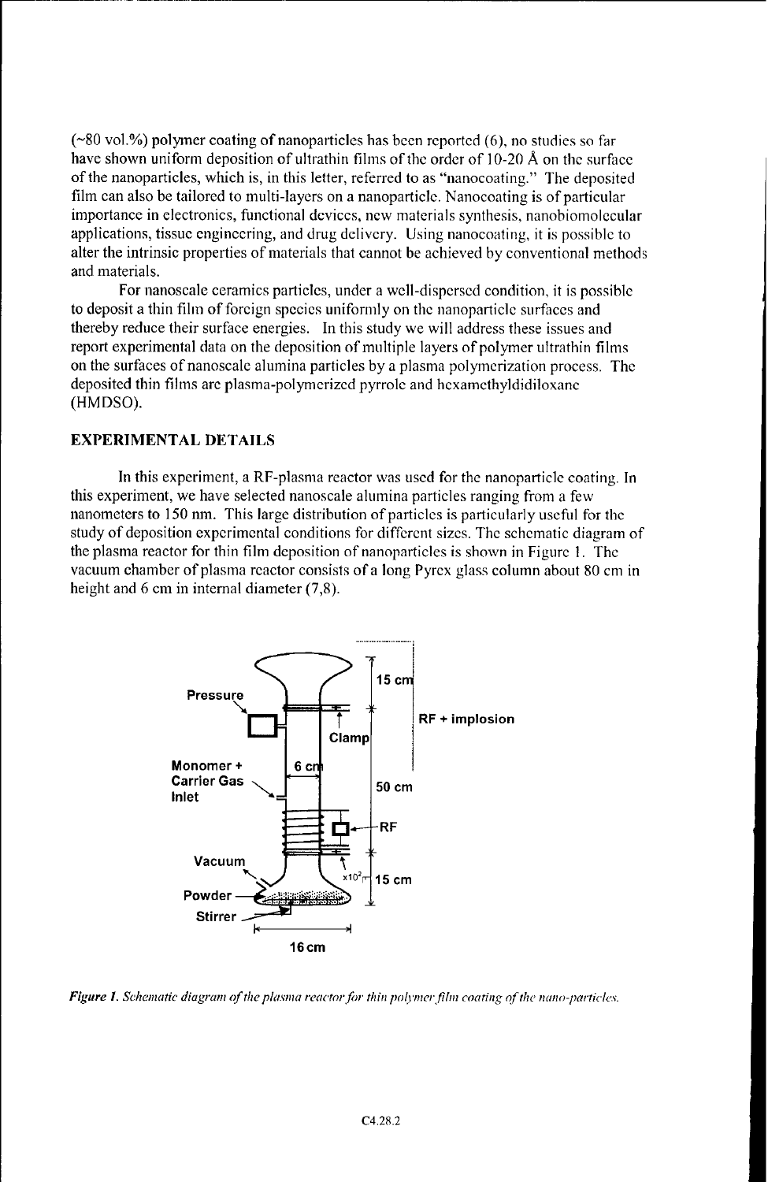(~80 vol.%) polymer coating of nanoparticles has been reported (6), no studies so far have shown uniform deposition of ultrathin films of the order of 10-20 Å on the surface of the nanoparticles, which is, in this letter, referred to as "nanocoating." The deposited film can also be tailored to multi-layers on a nanoparticle. Nanocoating is of particular importance in electronics, functional devices, new materials synthesis, nanobiomolecular applications, tissue engineering, and drug delivery. Using nanocoating, it is possible to alter the intrinsic properties of materials that cannot be achieved by conventional methods and materials.

For nanoscale ceramics particles, under a well-dispersed condition, it is possible to deposit a thin film of foreign species uniformly on the nanoparticle surfaces and thereby reduce their surface energies. In this study we will address these issues and report experimental data on the deposition of multiple layers of polymer ultrathin films on the surfaces of nanoscale alumina particles by a plasma polymerization process. The deposited thin films are plasma-polymerized pyrrole and hexamethyldidiloxane (HMDSO).

## EXPERIMENTAL DETAILS

In this experiment, a RF-plasma reactor was used for the nanoparticle coating. In this experiment, we have selected nanoscale alumina particles ranging from a few nanometers to 150 nm. This large distribution of particles is particularly useful for the study of deposition experimental conditions for different sizes. The schematic diagram of the plasma reactor for thin film deposition of nanoparticles is shown in Figure 1. The vacuum chamber of plasma reactor consists of a long Pyrex glass column about 80 cm in height and 6 cm in internal diameter (7,8).

*Figure 1. Schematic diagram of the plasma reactor for thin polymer film coating of the nano-particles.*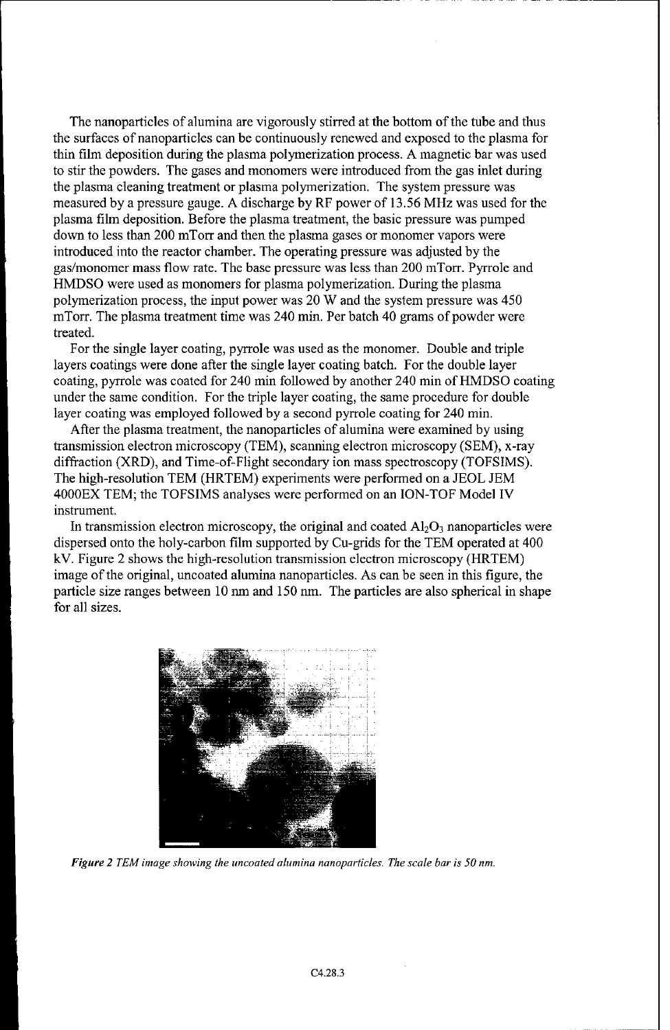The nanoparticles of alumina are vigorously stirred at the bottom of the tube and thus the surfaces of nanoparticles can be continuously renewed and exposed to the plasma for thin film deposition during the plasma polymerization process. A magnetic bar was used to stir the powders. The gases and monomers were introduced from the gas inlet during the plasma cleaning treatment or plasma polymerization. The system pressure was measured by a pressure gauge. A discharge by RF power of 13.56 MHz was used for the plasma film deposition. Before the plasma treatment, the basic pressure was pumped down to less than 200 mTorr and then the plasma gases or monomer vapors were introduced into the reactor chamber. The operating pressure was adjusted by the gas/monomer mass flow rate. The base pressure was less than 200 mTorr. Pyrrole and HMDSO were used as monomers for plasma polymerization. During the plasma polymerization process, the input power was 20 W and the system pressure was 450 mTorr. The plasma treatment time was 240 min. Per batch 40 grams of powder were treated.

For the single layer coating, pyrrole was used as the monomer. Double and triple layers coatings were done after the single layer coating batch. For the double layer coating, pyrrole was coated for 240 min followed by another 240 min of HMDSO coating under the same condition. For the triple layer coating, the same procedure for double layer coating was employed followed by a second pyrrole coating for 240 min.

After the plasma treatment, the nanoparticles of alumina were examined by using transmission electron microscopy (TEM), scanning electron microscopy (SEM), x-ray diffraction (XRD), and Time-of-Flight secondary ion mass spectroscopy (TOFSIMS). The high-resolution TEM (HRTEM) experiments were performed on a JEOL JEM 4000EX TEM; the TOFSIMS analyses were performed on an ION-TOF Model IV instrument.

In transmission electron microscopy, the original and coated $Al_2O_3$ nanoparticles were dispersed onto the holy-carbon film supported by Cu-grids for the TEM operated at 400 kV. Figure 2 shows the high-resolution transmission electron microscopy (HRTEM) image of the original, uncoated alumina nanoparticles. As can be seen in this figure, the particle size ranges between 10 nm and 150 nm. The particles are also spherical in shape for all sizes.

***Figure 2** TEM image showing the uncoated alumina nanoparticles. The scale bar is 50 nm.*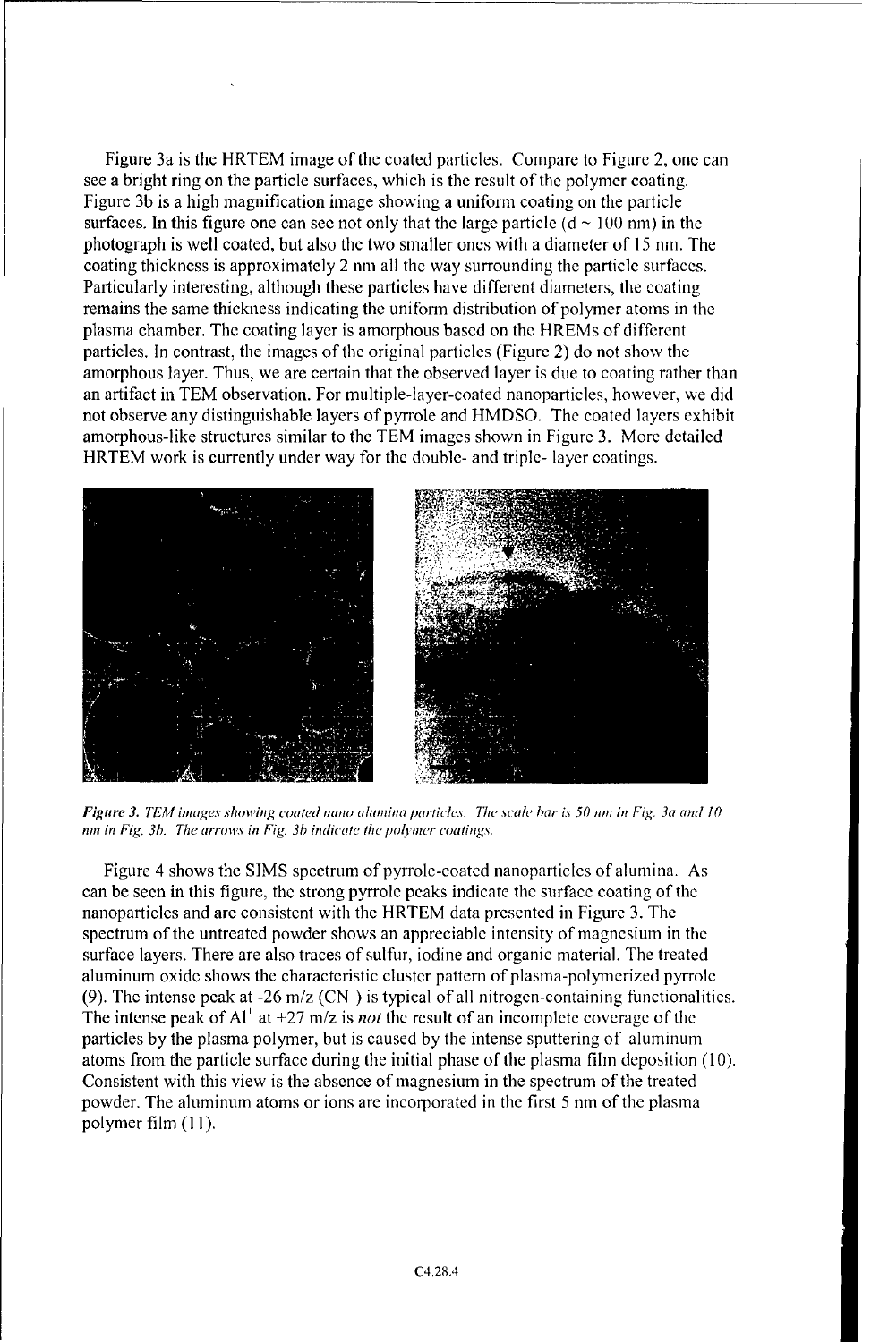Figure 3a is the HRTEM image of the coated particles. Compare to Figure 2, one can see a bright ring on the particle surfaces, which is the result of the polymer coating. Figure 3b is a high magnification image showing a uniform coating on the particle surfaces. In this figure one can see not only that the large particle (d ~ 100 nm) in the photograph is well coated, but also the two smaller ones with a diameter of 15 nm. The coating thickness is approximately 2 nm all the way surrounding the particle surfaces. Particularly interesting, although these particles have different diameters, the coating remains the same thickness indicating the uniform distribution of polymer atoms in the plasma chamber. The coating layer is amorphous based on the HREMs of different particles. In contrast, the images of the original particles (Figure 2) do not show the amorphous layer. Thus, we are certain that the observed layer is due to coating rather than an artifact in TEM observation. For multiple-layer-coated nanoparticles, however, we did not observe any distinguishable layers of pyrrole and HMDSO. The coated layers exhibit amorphous-like structures similar to the TEM images shown in Figure 3. More detailed HRTEM work is currently under way for the double- and triple- layer coatings.

***Figure 3.*** *TEM images showing coated nano alumina particles. The scale bar is 50 nm in Fig. 3a and 10 nm in Fig. 3b. The arrows in Fig. 3b indicate the polymer coatings.*

Figure 4 shows the SIMS spectrum of pyrrole-coated nanoparticles of alumina. As can be seen in this figure, the strong pyrrole peaks indicate the surface coating of the nanoparticles and are consistent with the HRTEM data presented in Figure 3. The spectrum of the untreated powder shows an appreciable intensity of magnesium in the surface layers. There are also traces of sulfur, iodine and organic material. The treated aluminum oxide shows the characteristic cluster pattern of plasma-polymerized pyrrole (9). The intense peak at -26 m/z ($CN^-$) is typical of all nitrogen-containing functionalities. The intense peak of $Al^+$ at +27 m/z is *not* the result of an incomplete coverage of the particles by the plasma polymer, but is caused by the intense sputtering of aluminum atoms from the particle surface during the initial phase of the plasma film deposition (10). Consistent with this view is the absence of magnesium in the spectrum of the treated powder. The aluminum atoms or ions are incorporated in the first 5 nm of the plasma polymer film (11).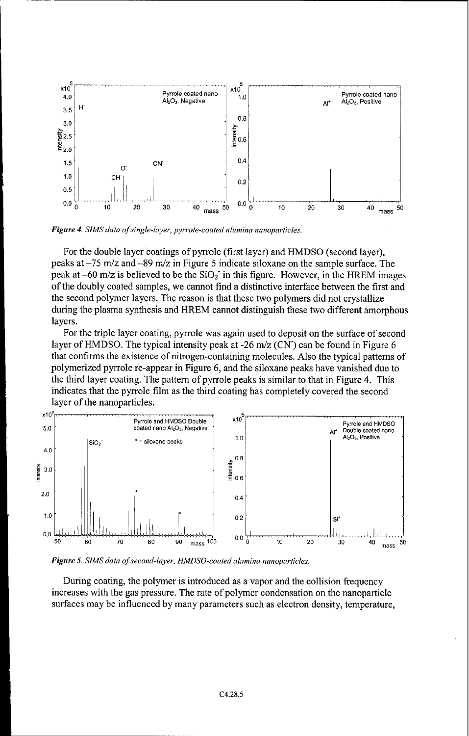*Figure 4. SIMS data of single-layer, pyrrole-coated alumina nanoparticles.*

For the double layer coatings of pyrrole (first layer) and HMDSO (second layer), peaks at ~75 m/z and ~89 m/z in Figure 5 indicate siloxane on the sample surface. The peak at ~60 m/z is believed to be the $SiO_2^-$ in this figure. However, in the HREM images of the doubly coated samples, we cannot find a distinctive interface between the first and the second polymer layers. The reason is that these two polymers did not crystallize during the plasma synthesis and HREM cannot distinguish these two different amorphous layers.

For the triple layer coating, pyrrole was again used to deposit on the surface of second layer of HMDSO. The typical intensity peak at -26 m/z ($CN^-$) can be found in Figure 6 that confirms the existence of nitrogen-containing molecules. Also the typical patterns of polymerized pyrrole re-appear in Figure 6, and the siloxane peaks have vanished due to the third layer coating. The pattern of pyrrole peaks is similar to that in Figure 4. This indicates that the pyrrole film as the third coating has completely covered the second layer of the nanoparticles.

*Figure 5. SIMS data of second-layer, HMDSO-coated alumina nanoparticles.*

During coating, the polymer is introduced as a vapor and the collision frequency increases with the gas pressure. The rate of polymer condensation on the nanoparticle surfaces may be influenced by many parameters such as electron density, temperature,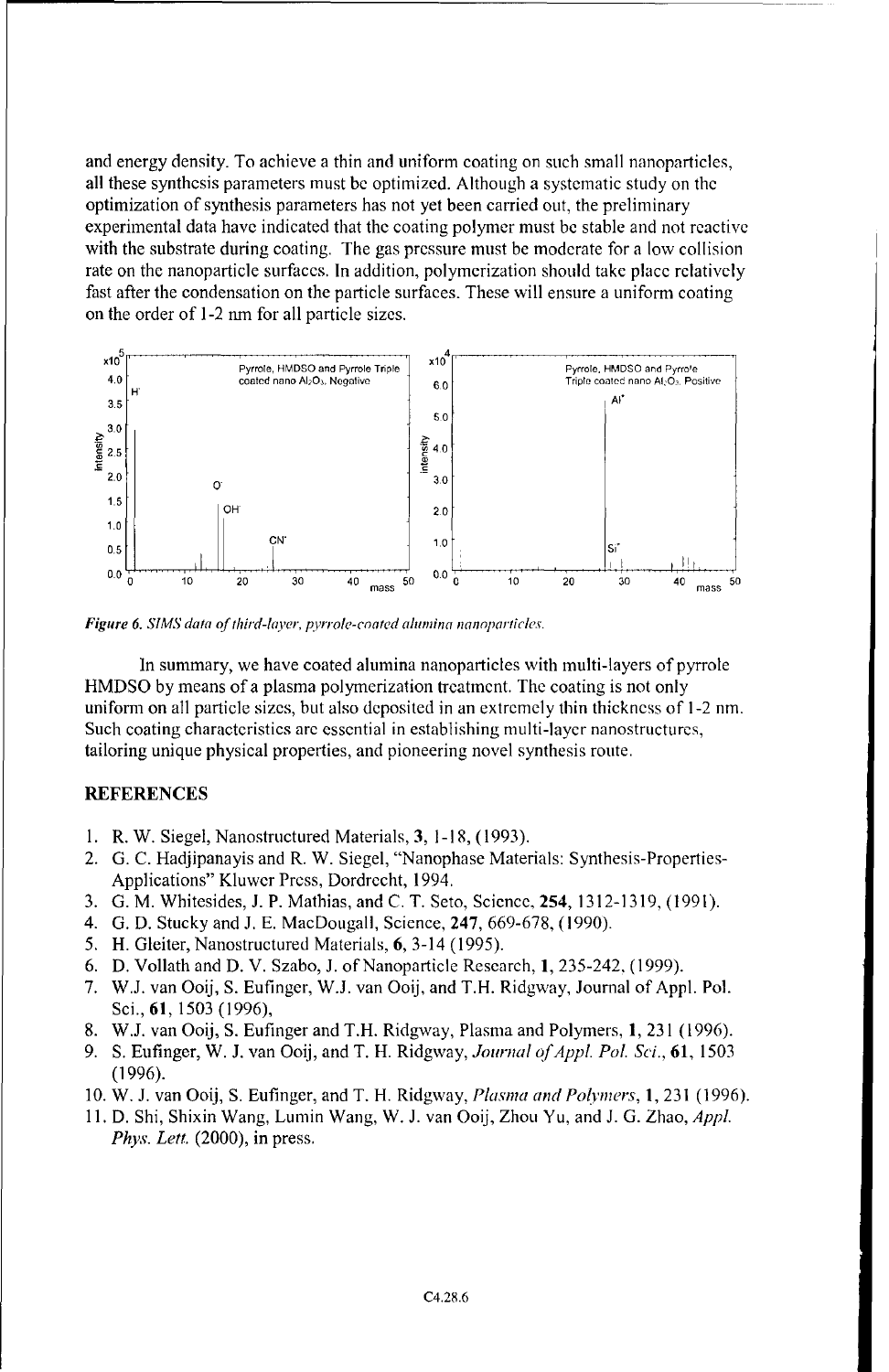and energy density. To achieve a thin and uniform coating on such small nanoparticles, all these synthesis parameters must be optimized. Although a systematic study on the optimization of synthesis parameters has not yet been carried out, the preliminary experimental data have indicated that the coating polymer must be stable and not reactive with the substrate during coating. The gas pressure must be moderate for a low collision rate on the nanoparticle surfaces. In addition, polymerization should take place relatively fast after the condensation on the particle surfaces. These will ensure a uniform coating on the order of 1-2 nm for all particle sizes.

Pyrrole, HMDSO and Pyrrole Triple coated nano $Al_2O_3$, Negative

x$10^5$

Intensity

4.0
3.5
3.0
2.5
2.0
1.5
1.0
0.5
0.0

$H^-$

$O^-$

$OH^-$

$CN^-$

0 10 20 30 40 50

mass

Pyrrole, HMDSO and Pyrrole Triple coated nano $Al_2O_3$, Positive

x$10^4$

Intensity

6.0
5.0
4.0
3.0
2.0
1.0
0.0

$Al^+$

$Si^+$

0 10 20 30 40 50

mass

*Figure 6. SIMS data of third-layer, pyrrole-coated alumina nanoparticles.*

In summary, we have coated alumina nanoparticles with multi-layers of pyrrole HMDSO by means of a plasma polymerization treatment. The coating is not only uniform on all particle sizes, but also deposited in an extremely thin thickness of 1-2 nm. Such coating characteristics are essential in establishing multi-layer nanostructures, tailoring unique physical properties, and pioneering novel synthesis route.

## REFERENCES

1. R. W. Siegel, Nanostructured Materials, **3**, 1-18, (1993).
2. G. C. Hadjipanayis and R. W. Siegel, "Nanophase Materials: Synthesis-Properties-Applications" Kluwer Press, Dordrecht, 1994.
3. G. M. Whitesides, J. P. Mathias, and C. T. Seto, Science, **254**, 1312-1319, (1991).
4. G. D. Stucky and J. E. MacDougall, Science, **247**, 669-678, (1990).
5. H. Gleiter, Nanostructured Materials, **6**, 3-14 (1995).
6. D. Vollath and D. V. Szabo, J. of Nanoparticle Research, **1**, 235-242, (1999).
7. W.J. van Ooij, S. Eufinger, W.J. van Ooij, and T.H. Ridgway, Journal of Appl. Pol. Sci., **61**, 1503 (1996),
8. W.J. van Ooij, S. Eufinger and T.H. Ridgway, Plasma and Polymers, **1**, 231 (1996).
9. S. Eufinger, W. J. van Ooij, and T. H. Ridgway, *Journal of Appl. Pol. Sci.*, **61**, 1503 (1996).
10. W. J. van Ooij, S. Eufinger, and T. H. Ridgway, *Plasma and Polymers*, **1**, 231 (1996).
11. D. Shi, Shixin Wang, Lumin Wang, W. J. van Ooij, Zhou Yu, and J. G. Zhao, *Appl. Phys. Lett.* (2000), in press.